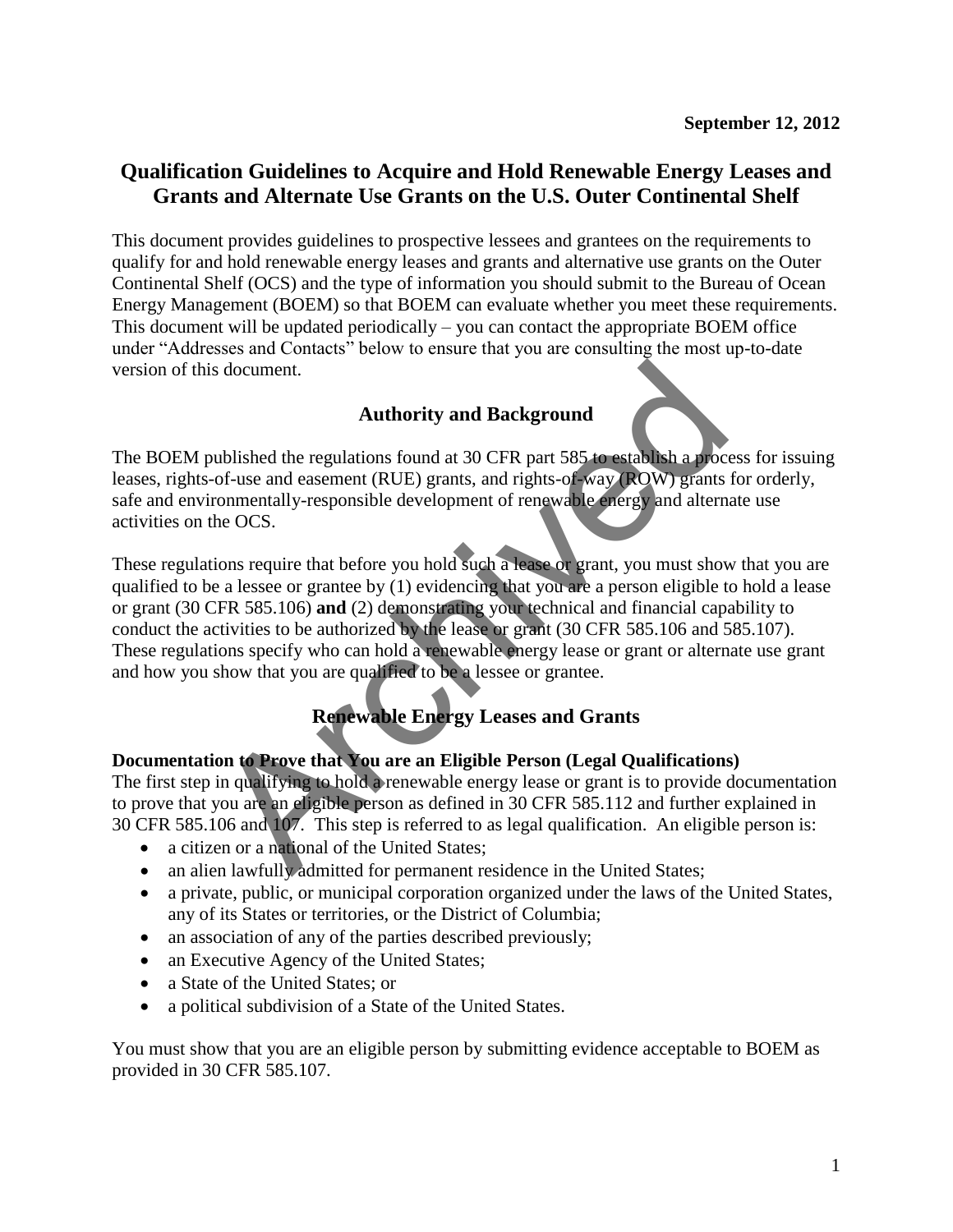**September 12, 2012**

# Qualification Guidelines to Acquire and Hold Renewable Energy Leases and Grants and Alternate Use Grants on the U.S. Outer Continental Shelf

This document provides guidelines to prospective lessees and grantees on the requirements to qualify for and hold renewable energy leases and grants and alternative use grants on the Outer Continental Shelf (OCS) and the type of information you should submit to the Bureau of Ocean Energy Management (BOEM) so that BOEM can evaluate whether you meet these requirements. This document will be updated periodically – you can contact the appropriate BOEM office under "Addresses and Contacts" below to ensure that you are consulting the most up-to-date version of this document.

## Authority and Background

The BOEM published the regulations found at 30 CFR part 585 to establish a process for issuing leases, rights-of-use and easement (RUE) grants, and rights-of-way (ROW) grants for orderly, safe and environmentally-responsible development of renewable energy and alternate use activities on the OCS.

These regulations require that before you hold such a lease or grant, you must show that you are qualified to be a lessee or grantee by (1) evidencing that you are a person eligible to hold a lease or grant (30 CFR 585.106) **and** (2) demonstrating your technical and financial capability to conduct the activities to be authorized by the lease or grant (30 CFR 585.106 and 585.107). These regulations specify who can hold a renewable energy lease or grant or alternate use grant and how you show that you are qualified to be a lessee or grantee.

## Renewable Energy Leases and Grants

### Documentation to Prove that You are an Eligible Person (Legal Qualifications)

The first step in qualifying to hold a renewable energy lease or grant is to provide documentation to prove that you are an eligible person as defined in 30 CFR 585.112 and further explained in 30 CFR 585.106 and 107. This step is referred to as legal qualification. An eligible person is:

- a citizen or a national of the United States;
- an alien lawfully admitted for permanent residence in the United States;
- a private, public, or municipal corporation organized under the laws of the United States, any of its States or territories, or the District of Columbia;
- an association of any of the parties described previously;
- an Executive Agency of the United States;
- a State of the United States; or
- a political subdivision of a State of the United States.

You must show that you are an eligible person by submitting evidence acceptable to BOEM as provided in 30 CFR 585.107.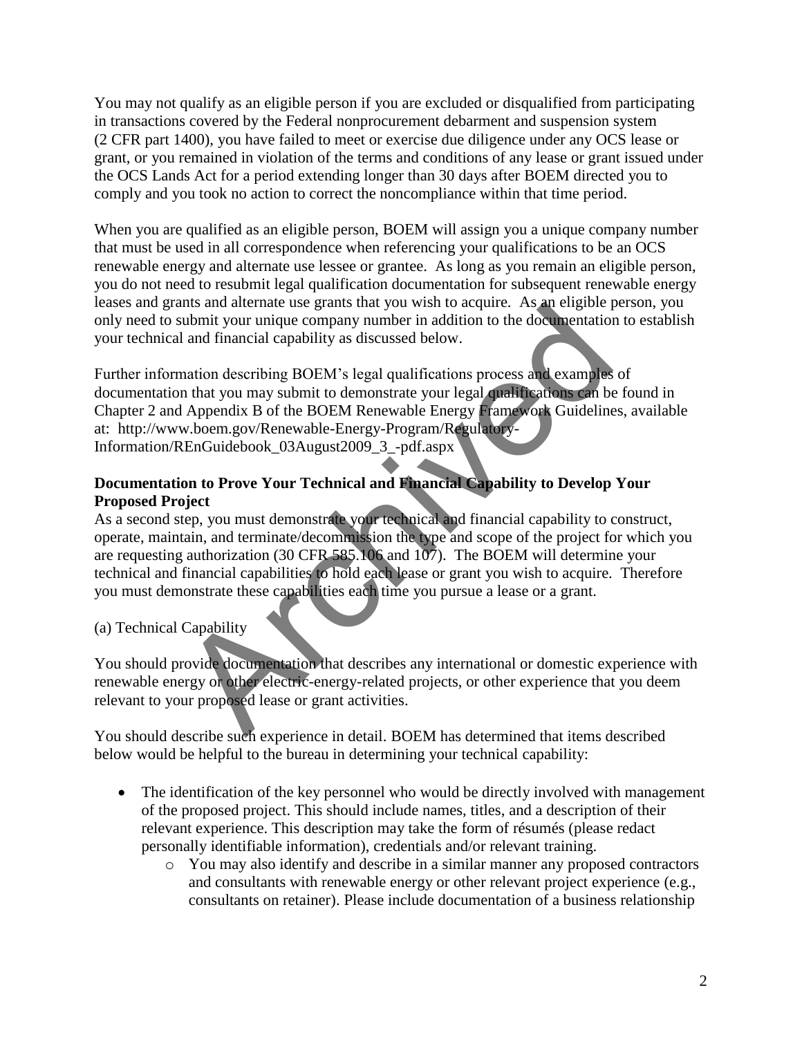You may not qualify as an eligible person if you are excluded or disqualified from participating in transactions covered by the Federal nonprocurement debarment and suspension system (2 CFR part 1400), you have failed to meet or exercise due diligence under any OCS lease or grant, or you remained in violation of the terms and conditions of any lease or grant issued under the OCS Lands Act for a period extending longer than 30 days after BOEM directed you to comply and you took no action to correct the noncompliance within that time period.

When you are qualified as an eligible person, BOEM will assign you a unique company number that must be used in all correspondence when referencing your qualifications to be an OCS renewable energy and alternate use lessee or grantee. As long as you remain an eligible person, you do not need to resubmit legal qualification documentation for subsequent renewable energy leases and grants and alternate use grants that you wish to acquire. As an eligible person, you only need to submit your unique company number in addition to the documentation to establish your technical and financial capability as discussed below.

Further information describing BOEM's legal qualifications process and examples of documentation that you may submit to demonstrate your legal qualifications can be found in Chapter 2 and Appendix B of the BOEM Renewable Energy Framework Guidelines, available at: http://www.boem.gov/Renewable-Energy-Program/Regulatory-Information/REnGuidebook_03August2009_3_-pdf.aspx

**Documentation to Prove Your Technical and Financial Capability to Develop Your Proposed Project**

As a second step, you must demonstrate your technical and financial capability to construct, operate, maintain, and terminate/decommission the type and scope of the project for which you are requesting authorization (30 CFR 585.106 and 107). The BOEM will determine your technical and financial capabilities to hold each lease or grant you wish to acquire. Therefore you must demonstrate these capabilities each time you pursue a lease or a grant.

(a) Technical Capability

You should provide documentation that describes any international or domestic experience with renewable energy or other electric-energy-related projects, or other experience that you deem relevant to your proposed lease or grant activities.

You should describe such experience in detail. BOEM has determined that items described below would be helpful to the bureau in determining your technical capability:

- The identification of the key personnel who would be directly involved with management of the proposed project. This should include names, titles, and a description of their relevant experience. This description may take the form of résumés (please redact personally identifiable information), credentials and/or relevant training.
  - You may also identify and describe in a similar manner any proposed contractors and consultants with renewable energy or other relevant project experience (e.g., consultants on retainer). Please include documentation of a business relationship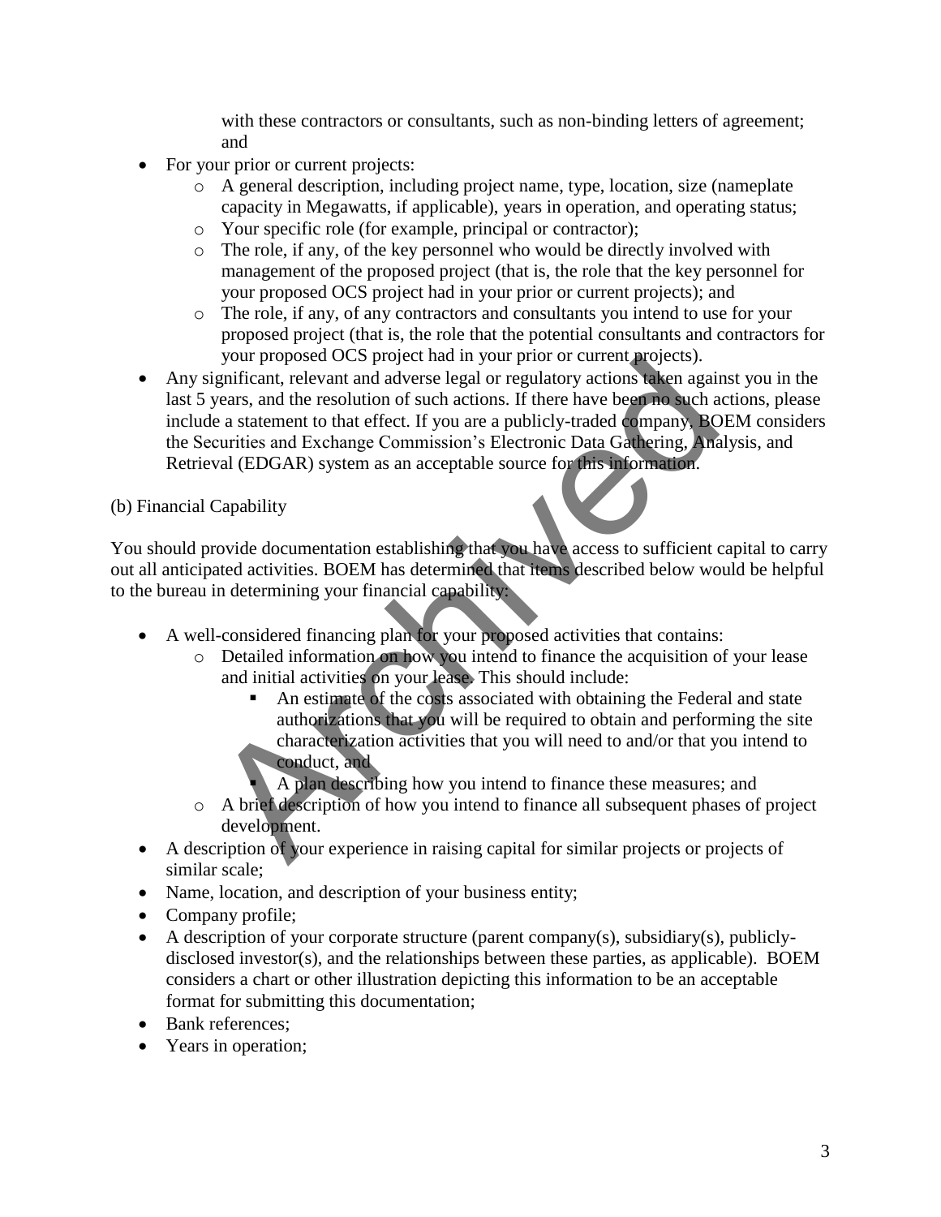with these contractors or consultants, such as non-binding letters of agreement; and

- For your prior or current projects:
  - A general description, including project name, type, location, size (nameplate capacity in Megawatts, if applicable), years in operation, and operating status;
  - Your specific role (for example, principal or contractor);
  - The role, if any, of the key personnel who would be directly involved with management of the proposed project (that is, the role that the key personnel for your proposed OCS project had in your prior or current projects); and
  - The role, if any, of any contractors and consultants you intend to use for your proposed project (that is, the role that the potential consultants and contractors for your proposed OCS project had in your prior or current projects).
- Any significant, relevant and adverse legal or regulatory actions taken against you in the last 5 years, and the resolution of such actions. If there have been no such actions, please include a statement to that effect. If you are a publicly-traded company, BOEM considers the Securities and Exchange Commission's Electronic Data Gathering, Analysis, and Retrieval (EDGAR) system as an acceptable source for this information.

(b) Financial Capability

You should provide documentation establishing that you have access to sufficient capital to carry out all anticipated activities. BOEM has determined that items described below would be helpful to the bureau in determining your financial capability:

- A well-considered financing plan for your proposed activities that contains:
  - Detailed information on how you intend to finance the acquisition of your lease and initial activities on your lease. This should include:
    - An estimate of the costs associated with obtaining the Federal and state authorizations that you will be required to obtain and performing the site characterization activities that you will need to and/or that you intend to conduct, and
    - A plan describing how you intend to finance these measures; and
  - A brief description of how you intend to finance all subsequent phases of project development.
- A description of your experience in raising capital for similar projects or projects of similar scale;
- Name, location, and description of your business entity;
- Company profile;
- A description of your corporate structure (parent company(s), subsidiary(s), publicly-disclosed investor(s), and the relationships between these parties, as applicable). BOEM considers a chart or other illustration depicting this information to be an acceptable format for submitting this documentation;
- Bank references;
- Years in operation;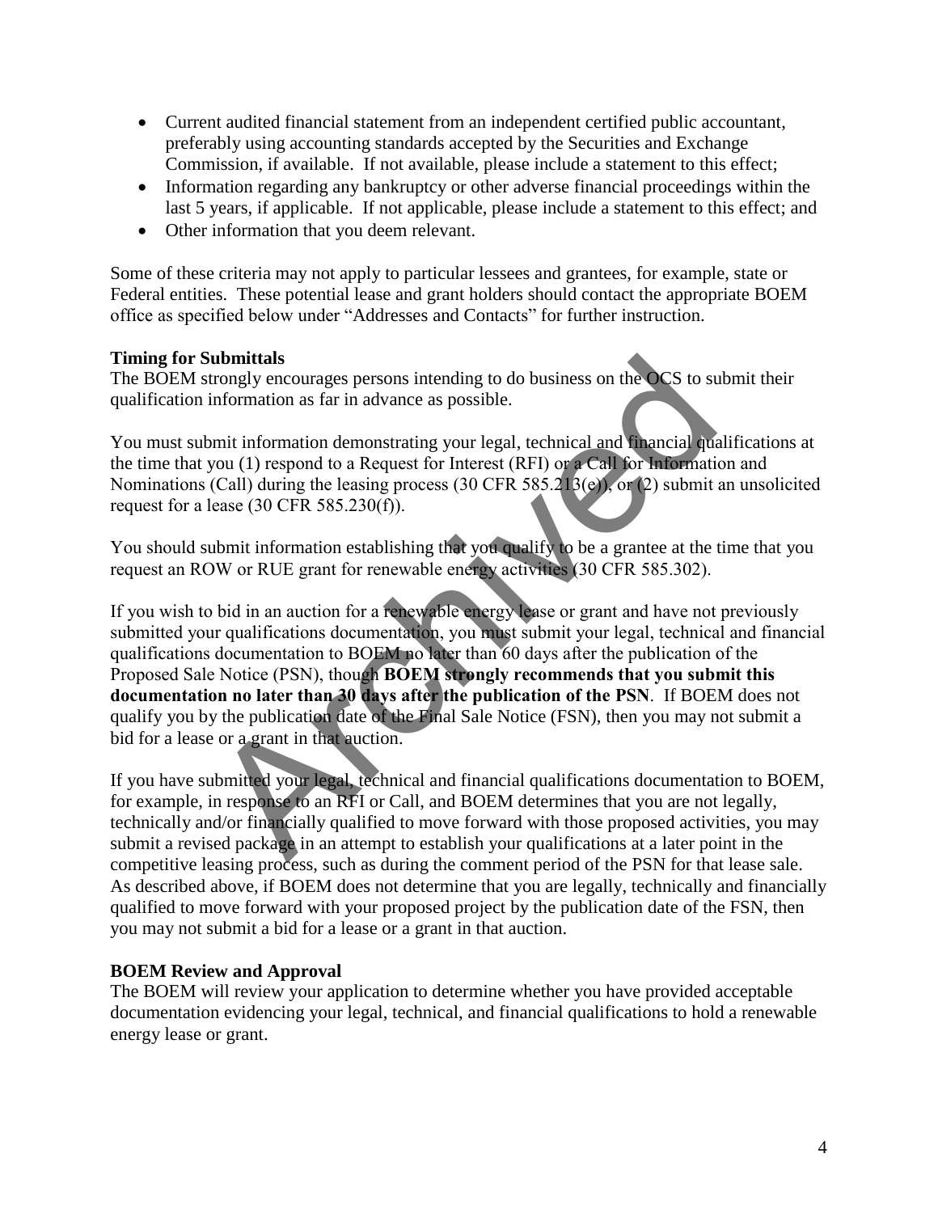- Current audited financial statement from an independent certified public accountant, preferably using accounting standards accepted by the Securities and Exchange Commission, if available. If not available, please include a statement to this effect;
- Information regarding any bankruptcy or other adverse financial proceedings within the last 5 years, if applicable. If not applicable, please include a statement to this effect; and
- Other information that you deem relevant.

Some of these criteria may not apply to particular lessees and grantees, for example, state or Federal entities. These potential lease and grant holders should contact the appropriate BOEM office as specified below under "Addresses and Contacts" for further instruction.

**Timing for Submittals**

The BOEM strongly encourages persons intending to do business on the OCS to submit their qualification information as far in advance as possible.

You must submit information demonstrating your legal, technical and financial qualifications at the time that you (1) respond to a Request for Interest (RFI) or a Call for Information and Nominations (Call) during the leasing process (30 CFR 585.213(e)), or (2) submit an unsolicited request for a lease (30 CFR 585.230(f)).

You should submit information establishing that you qualify to be a grantee at the time that you request an ROW or RUE grant for renewable energy activities (30 CFR 585.302).

If you wish to bid in an auction for a renewable energy lease or grant and have not previously submitted your qualifications documentation, you must submit your legal, technical and financial qualifications documentation to BOEM no later than 60 days after the publication of the Proposed Sale Notice (PSN), though **BOEM strongly recommends that you submit this documentation no later than 30 days after the publication of the PSN**. If BOEM does not qualify you by the publication date of the Final Sale Notice (FSN), then you may not submit a bid for a lease or a grant in that auction.

If you have submitted your legal, technical and financial qualifications documentation to BOEM, for example, in response to an RFI or Call, and BOEM determines that you are not legally, technically and/or financially qualified to move forward with those proposed activities, you may submit a revised package in an attempt to establish your qualifications at a later point in the competitive leasing process, such as during the comment period of the PSN for that lease sale. As described above, if BOEM does not determine that you are legally, technically and financially qualified to move forward with your proposed project by the publication date of the FSN, then you may not submit a bid for a lease or a grant in that auction.

**BOEM Review and Approval**

The BOEM will review your application to determine whether you have provided acceptable documentation evidencing your legal, technical, and financial qualifications to hold a renewable energy lease or grant.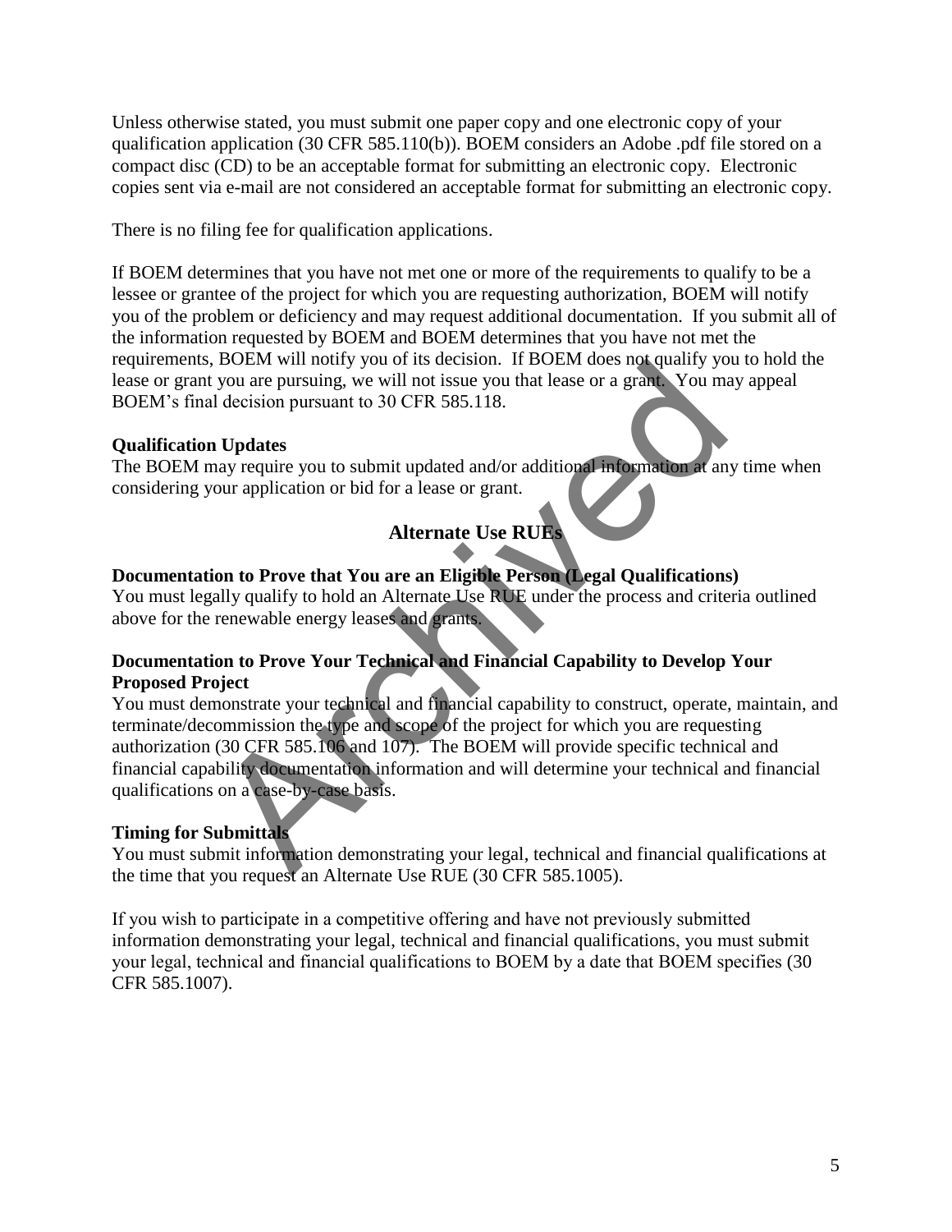Unless otherwise stated, you must submit one paper copy and one electronic copy of your qualification application (30 CFR 585.110(b)). BOEM considers an Adobe .pdf file stored on a compact disc (CD) to be an acceptable format for submitting an electronic copy. Electronic copies sent via e-mail are not considered an acceptable format for submitting an electronic copy.

There is no filing fee for qualification applications.

If BOEM determines that you have not met one or more of the requirements to qualify to be a lessee or grantee of the project for which you are requesting authorization, BOEM will notify you of the problem or deficiency and may request additional documentation. If you submit all of the information requested by BOEM and BOEM determines that you have not met the requirements, BOEM will notify you of its decision. If BOEM does not qualify you to hold the lease or grant you are pursuing, we will not issue you that lease or a grant. You may appeal BOEM's final decision pursuant to 30 CFR 585.118.

**Qualification Updates**

The BOEM may require you to submit updated and/or additional information at any time when considering your application or bid for a lease or grant.

## Alternate Use RUEs

**Documentation to Prove that You are an Eligible Person (Legal Qualifications)**

You must legally qualify to hold an Alternate Use RUE under the process and criteria outlined above for the renewable energy leases and grants.

**Documentation to Prove Your Technical and Financial Capability to Develop Your Proposed Project**

You must demonstrate your technical and financial capability to construct, operate, maintain, and terminate/decommission the type and scope of the project for which you are requesting authorization (30 CFR 585.106 and 107). The BOEM will provide specific technical and financial capability documentation information and will determine your technical and financial qualifications on a case-by-case basis.

**Timing for Submittals**

You must submit information demonstrating your legal, technical and financial qualifications at the time that you request an Alternate Use RUE (30 CFR 585.1005).

If you wish to participate in a competitive offering and have not previously submitted information demonstrating your legal, technical and financial qualifications, you must submit your legal, technical and financial qualifications to BOEM by a date that BOEM specifies (30 CFR 585.1007).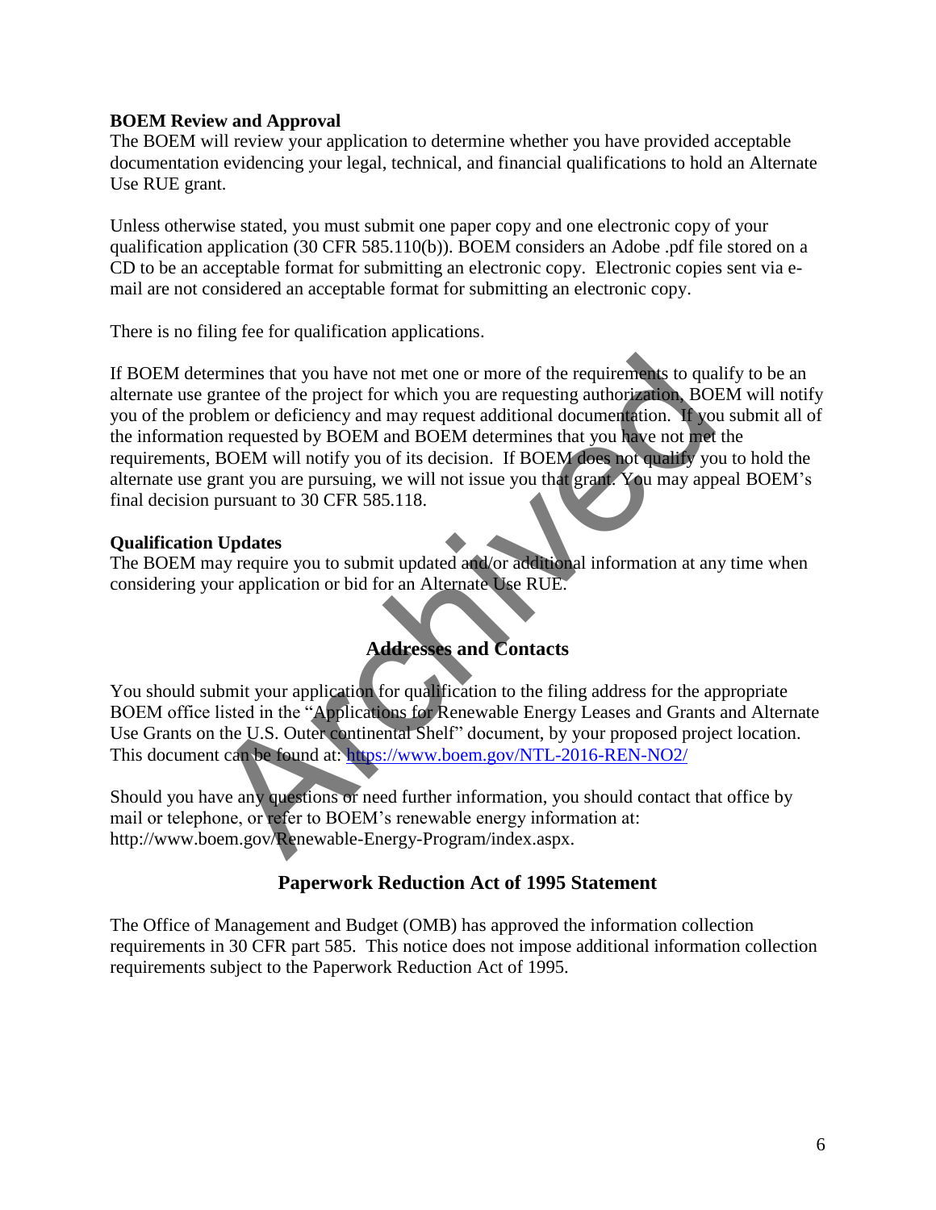**BOEM Review and Approval**

The BOEM will review your application to determine whether you have provided acceptable documentation evidencing your legal, technical, and financial qualifications to hold an Alternate Use RUE grant.

Unless otherwise stated, you must submit one paper copy and one electronic copy of your qualification application (30 CFR 585.110(b)). BOEM considers an Adobe .pdf file stored on a CD to be an acceptable format for submitting an electronic copy. Electronic copies sent via e-mail are not considered an acceptable format for submitting an electronic copy.

There is no filing fee for qualification applications.

If BOEM determines that you have not met one or more of the requirements to qualify to be an alternate use grantee of the project for which you are requesting authorization, BOEM will notify you of the problem or deficiency and may request additional documentation. If you submit all of the information requested by BOEM and BOEM determines that you have not met the requirements, BOEM will notify you of its decision. If BOEM does not qualify you to hold the alternate use grant you are pursuing, we will not issue you that grant. You may appeal BOEM's final decision pursuant to 30 CFR 585.118.

**Qualification Updates**

The BOEM may require you to submit updated and/or additional information at any time when considering your application or bid for an Alternate Use RUE.

## Addresses and Contacts

You should submit your application for qualification to the filing address for the appropriate BOEM office listed in the "Applications for Renewable Energy Leases and Grants and Alternate Use Grants on the U.S. Outer continental Shelf" document, by your proposed project location. This document can be found at: https://www.boem.gov/NTL-2016-REN-NO2/

Should you have any questions or need further information, you should contact that office by mail or telephone, or refer to BOEM's renewable energy information at: http://www.boem.gov/Renewable-Energy-Program/index.aspx.

## Paperwork Reduction Act of 1995 Statement

The Office of Management and Budget (OMB) has approved the information collection requirements in 30 CFR part 585. This notice does not impose additional information collection requirements subject to the Paperwork Reduction Act of 1995.